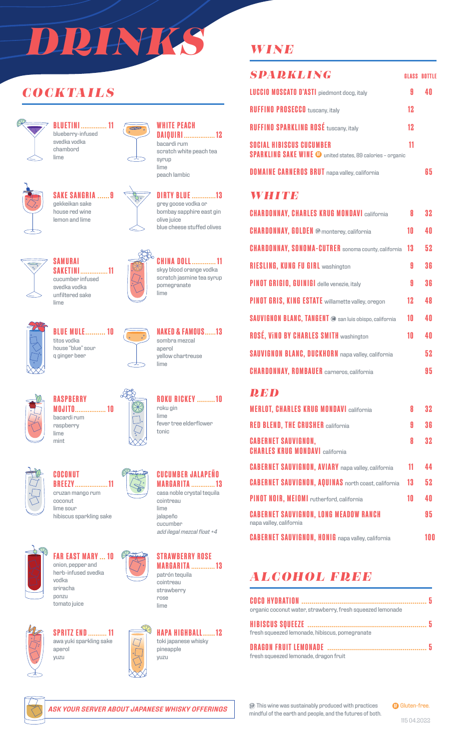# DRINKS

## COCKTAILS

**BLUETINI .............. 11**
blueberry-infused svedka vodka
chambord
lime

**WHITE PEACH DAIQUIRI ................. 12**
bacardi rum
scratch white peach tea syrup
lime
peach lambic

**SAKE SANGRIA ...... 9**
gekkeikan sake
house red wine
lemon and lime

**DIRTY BLUE ............. 13**
grey goose vodka or bombay sapphire east gin
olive juice
blue cheese stuffed olives

**SAMURAI SAKETINI ............... 11**
cucumber infused svedka vodka
unfiltered sake
lime

**CHINA DOLL ............. 11**
skyy blood orange vodka
scratch jasmine tea syrup
pomegranate
lime

**BLUE MULE.......... 10**
titos vodka
house "blue" sour
q ginger beer

**NAKED & FAMOUS......13**
sombra mezcal
aperol
yellow chartreuse
lime

**RASPBERRY MOJITO................. 10**
bacardi rum
raspberry
lime
mint

**ROKU RICKEY .........10**
roku gin
lime
fever tree elderflower tonic

**COCONUT BREEZY................. 11**
cruzan mango rum
coconut
lime sour
hibiscus sparkling sake

**CUCUMBER JALAPEÑO MARGARITA ............. 13**
casa noble crystal tequila
cointreau
lime
jalapeño
cucumber
*add ilegal mezcal float +4*

**FAR EAST MARY ... 10**
onion, pepper and herb-infused svedka vodka
sriracha
ponzu
tomato juice

**STRAWBERRY ROSE MARGARITA ............. 13**
patrón tequila
cointreau
strawberry
rose
lime

**SPRITZ END .......... 11**
awa yuki sparkling sake
aperol
yuzu

**HAPA HIGHBALL......12**
toki japanese whisky
pineapple
yuzu

***ASK YOUR SERVER ABOUT JAPANESE WHISKY OFFERINGS***

## WINE

### SPARKLING

| | GLASS | BOTTLE |
|---|---|---|
| **LUCCIO MOSCATO D'ASTI** piedmont docg, italy | 9 | 40 |
| **RUFFINO PROSECCO** tuscany, italy | 12 | |
| **RUFFINO SPARKLING ROSÉ** tuscany, italy | 12 | |
| **SOCIAL HIBISCUS CUCUMBER SPARKLING SAKE WINE** (GF) united states, 89 calories - organic | 11 | |
| **DOMAINE CARNEROS BRUT** napa valley, california | | 65 |

### WHITE

| | | |
|---|---|---|
| **CHARDONNAY, CHARLES KRUG MONDAVI** california | 8 | 32 |
| **CHARDONNAY, GOLDEN** (SP) monterey, california | 10 | 40 |
| **CHARDONNAY, SONOMA-CUTRER** sonoma county, california | 13 | 52 |
| **RIESLING, KUNG FU GIRL** washington | 9 | 36 |
| **PINOT GRIGIO, GUINIGI** delle venezie, italy | 9 | 36 |
| **PINOT GRIS, KING ESTATE** willamette valley, oregon | 12 | 48 |
| **SAUVIGNON BLANC, TANGENT** (SP) san luis obispo, california | 10 | 40 |
| **ROSÉ, ViNO BY CHARLES SMITH** washington | 10 | 40 |
| **SAUVIGNON BLANC, DUCKHORN** napa valley, california | | 52 |
| **CHARDONNAY, ROMBAUER** carneros, california | | 95 |

### RED

| | | |
|---|---|---|
| **MERLOT, CHARLES KRUG MONDAVI** california | 8 | 32 |
| **RED BLEND, THE CRUSHER** california | 9 | 36 |
| **CABERNET SAUVIGNON, CHARLES KRUG MONDAVI** california | 8 | 32 |
| **CABERNET SAUVIGNON, AVIARY** napa valley, california | 11 | 44 |
| **CABERNET SAUVIGNON, AQUINAS** north coast, california | 13 | 52 |
| **PINOT NOIR, MEIOMI** rutherford, california | 10 | 40 |
| **CABERNET SAUVIGNON, LONG MEADOW RANCH** napa valley, california | | 95 |
| **CABERNET SAUVIGNON, HONIG** napa valley, california | | 100 |

## ALCOHOL FREE

**COCO HYDRATION ............................................................ 5**
organic coconut water, strawberry, fresh squeezed lemonade

**HIBISCUS SQUEEZE ........................................................ 5**
fresh squeezed lemonade, hibiscus, pomegranate

**DRAGON FRUIT LEMONADE .............................................. 5**
fresh squeezed lemonade, dragon fruit

(SP) This wine was sustainably produced with practices mindful of the earth and people, and the futures of both.

(GF) Gluten-free.

115 04.2022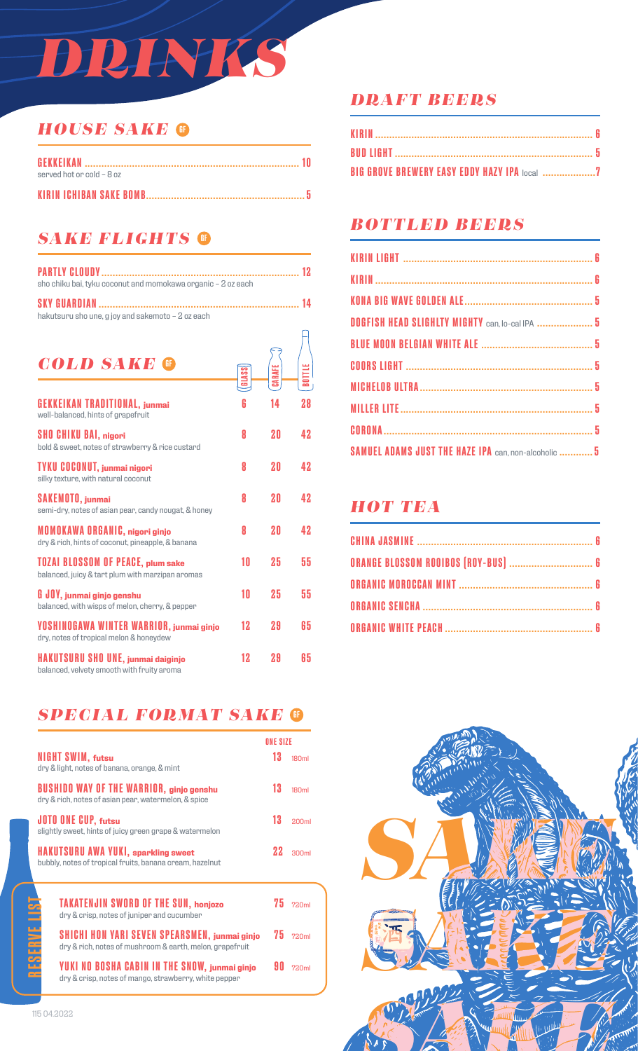# DRINKS

## HOUSE SAKE GF

**GEKKEIKAN** ........ 10
served hot or cold – 8 oz

**KIRIN ICHIBAN SAKE BOMB** ........ 5

## SAKE FLIGHTS GF

**PARTLY CLOUDY** ........ 12
sho chiku bai, tyku coconut and momokawa organic – 2 oz each

**SKY GUARDIAN** ........ 14
hakutsuru sho une, g joy and sakemoto – 2 oz each

## COLD SAKE GF

| | GLASS | CARAFE | BOTTLE |
|---|---|---|---|
| **GEKKEIKAN TRADITIONAL, junmai**<br>well-balanced, hints of grapefruit | 6 | 14 | 28 |
| **SHO CHIKU BAI, nigori**<br>bold & sweet, notes of strawberry & rice custard | 8 | 20 | 42 |
| **TYKU COCONUT, junmai nigori**<br>silky texture, with natural coconut | 8 | 20 | 42 |
| **SAKEMOTO, junmai**<br>semi-dry, notes of asian pear, candy nougat, & honey | 8 | 20 | 42 |
| **MOMOKAWA ORGANIC, nigori ginjo**<br>dry & rich, hints of coconut, pineapple, & banana | 8 | 20 | 42 |
| **TOZAI BLOSSOM OF PEACE, plum sake**<br>balanced, juicy & tart plum with marzipan aromas | 10 | 25 | 55 |
| **G JOY, junmai ginjo genshu**<br>balanced, with wisps of melon, cherry, & pepper | 10 | 25 | 55 |
| **YOSHINOGAWA WINTER WARRIOR, junmai ginjo**<br>dry, notes of tropical melon & honeydew | 12 | 29 | 65 |
| **HAKUTSURU SHO UNE, junmai daiginjo**<br>balanced, velvety smooth with fruity aroma | 12 | 29 | 65 |

## SPECIAL FORMAT SAKE GF

| | ONE SIZE | |
|---|---|---|
| **NIGHT SWIM, futsu**<br>dry & light, notes of banana, orange, & mint | 13 | 180ml |
| **BUSHIDO WAY OF THE WARRIOR, ginjo genshu**<br>dry & rich, notes of asian pear, watermelon, & spice | 13 | 180ml |
| **JOTO ONE CUP, futsu**<br>slightly sweet, hints of juicy green grape & watermelon | 13 | 200ml |
| **HAKUTSURU AWA YUKI, sparkling sweet**<br>bubbly, notes of tropical fruits, banana cream, hazelnut | 22 | 300ml |

### RESERVE LIST

| | | |
|---|---|---|
| **TAKATENJIN SWORD OF THE SUN, honjozo**<br>dry & crisp, notes of juniper and cucumber | 75 | 720ml |
| **SHICHI HON YARI SEVEN SPEARSMEN, junmai ginjo**<br>dry & rich, notes of mushroom & earth, melon, grapefruit | 75 | 720ml |
| **YUKI NO BOSHA CABIN IN THE SNOW, junmai ginjo**<br>dry & crisp, notes of mango, strawberry, white pepper | 90 | 720ml |

## DRAFT BEERS

**KIRIN** ........ 6

**BUD LIGHT** ........ 5

**BIG GROVE BREWERY EASY EDDY HAZY IPA** local ........ 7

## BOTTLED BEERS

**KIRIN LIGHT** ........ 6

**KIRIN** ........ 6

**KONA BIG WAVE GOLDEN ALE** ........ 5

**DOGFISH HEAD SLIGHLTY MIGHTY** can, lo-cal IPA ........ 5

**BLUE MOON BELGIAN WHITE ALE** ........ 5

**COORS LIGHT** ........ 5

**MICHELOB ULTRA** ........ 5

**MILLER LITE** ........ 5

**CORONA** ........ 5

**SAMUEL ADAMS JUST THE HAZE IPA** can, non-alcoholic ........ 5

## HOT TEA

**CHINA JASMINE** ........ 6

**ORANGE BLOSSOM ROOIBOS (ROY-BUS)** ........ 6

**ORGANIC MOROCCAN MINT** ........ 6

**ORGANIC SENCHA** ........ 6

**ORGANIC WHITE PEACH** ........ 6

115 04.2022